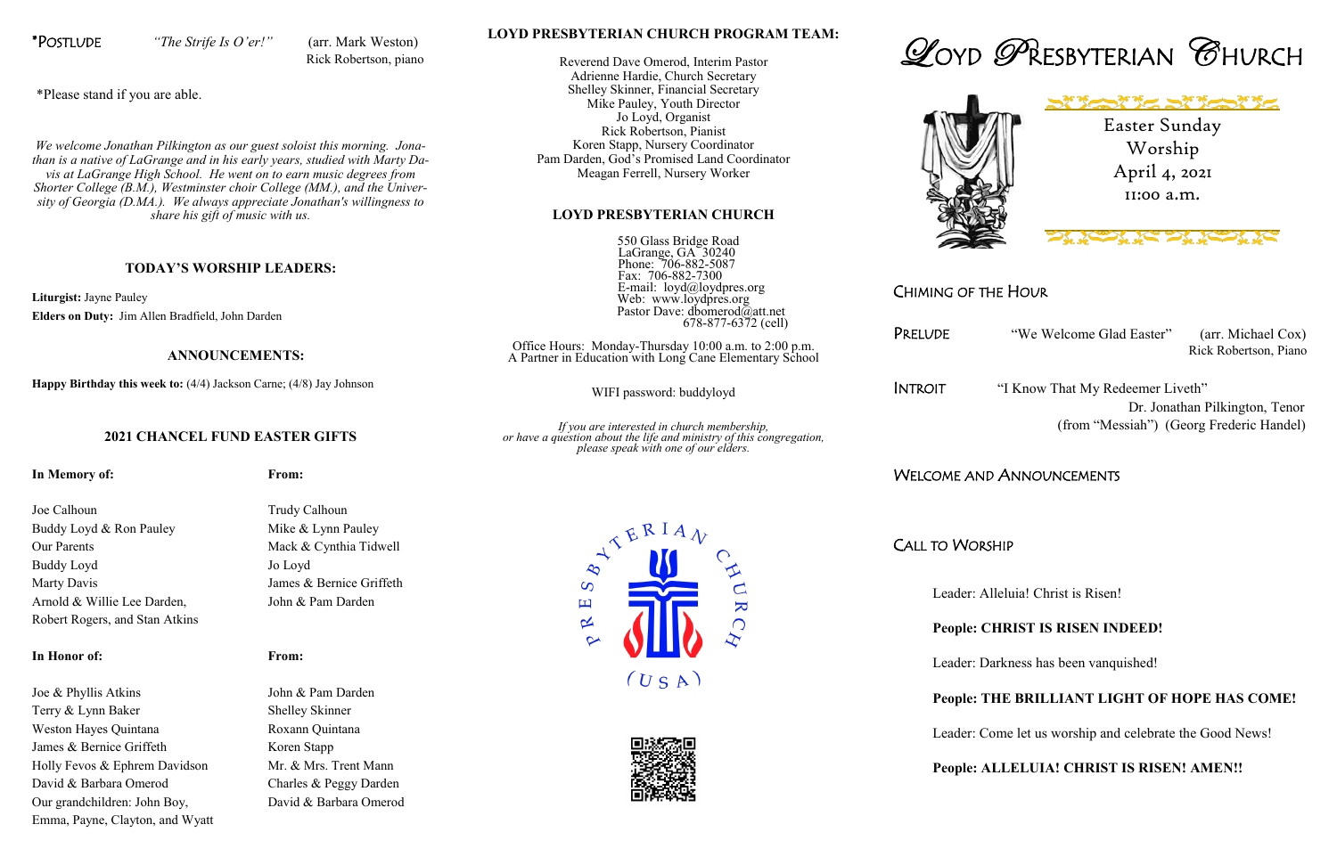*POSTLUDE *"The Strife Is O'er!"* (arr. Mark Weston)
Rick Robertson, piano

*Please stand if you are able.

*We welcome Jonathan Pilkington as our guest soloist this morning. Jonathan is a native of LaGrange and in his early years, studied with Marty Davis at LaGrange High School. He went on to earn music degrees from Shorter College (B.M.), Westminster choir College (MM.), and the University of Georgia (D.MA.). We always appreciate Jonathan's willingness to share his gift of music with us.*

## TODAY'S WORSHIP LEADERS:

**Liturgist:** Jayne Pauley
**Elders on Duty:** Jim Allen Bradfield, John Darden

## ANNOUNCEMENTS:

**Happy Birthday this week to:** (4/4) Jackson Carne; (4/8) Jay Johnson

## 2021 CHANCEL FUND EASTER GIFTS

| In Memory of: | From: |
|---|---|
| Joe Calhoun | Trudy Calhoun |
| Buddy Loyd & Ron Pauley | Mike & Lynn Pauley |
| Our Parents | Mack & Cynthia Tidwell |
| Buddy Loyd | Jo Loyd |
| Marty Davis | James & Bernice Griffeth |
| Arnold & Willie Lee Darden, Robert Rogers, and Stan Atkins | John & Pam Darden |

| In Honor of: | From: |
|---|---|
| Joe & Phyllis Atkins | John & Pam Darden |
| Terry & Lynn Baker | Shelley Skinner |
| Weston Hayes Quintana | Roxann Quintana |
| James & Bernice Griffeth | Koren Stapp |
| Holly Fevos & Ephrem Davidson | Mr. & Mrs. Trent Mann |
| David & Barbara Omerod | Charles & Peggy Darden |
| Our grandchildren: John Boy, Emma, Payne, Clayton, and Wyatt | David & Barbara Omerod |

## LOYD PRESBYTERIAN CHURCH PROGRAM TEAM:

Reverend Dave Omerod, Interim Pastor
Adrienne Hardie, Church Secretary
Shelley Skinner, Financial Secretary
Mike Pauley, Youth Director
Jo Loyd, Organist
Rick Robertson, Pianist
Koren Stapp, Nursery Coordinator
Pam Darden, God's Promised Land Coordinator
Meagan Ferrell, Nursery Worker

## LOYD PRESBYTERIAN CHURCH

550 Glass Bridge Road
LaGrange, GA 30240
Phone: 706-882-5087
Fax: 706-882-7300
E-mail: loyd@loydpres.org
Web: www.loydpres.org
Pastor Dave: dbomerod@att.net
678-877-6372 (cell)

Office Hours: Monday-Thursday 10:00 a.m. to 2:00 p.m.
A Partner in Education with Long Cane Elementary School

WIFI password: buddyloyd

*If you are interested in church membership, or have a question about the life and ministry of this congregation, please speak with one of our elders.*

PRESBYTERIAN CHURCH (USA)

# LOYD PRESBYTERIAN CHURCH

Easter Sunday
Worship
April 4, 2021
11:00 a.m.

## CHIMING OF THE HOUR

**PRELUDE** "We Welcome Glad Easter" (arr. Michael Cox)
Rick Robertson, Piano

**INTROIT** "I Know That My Redeemer Liveth"
Dr. Jonathan Pilkington, Tenor
(from "Messiah") (Georg Frederic Handel)

## WELCOME AND ANNOUNCEMENTS

## CALL TO WORSHIP

Leader: Alleluia! Christ is Risen!

**People: CHRIST IS RISEN INDEED!**

Leader: Darkness has been vanquished!

**People: THE BRILLIANT LIGHT OF HOPE HAS COME!**

Leader: Come let us worship and celebrate the Good News!

**People: ALLELUIA! CHRIST IS RISEN! AMEN!!**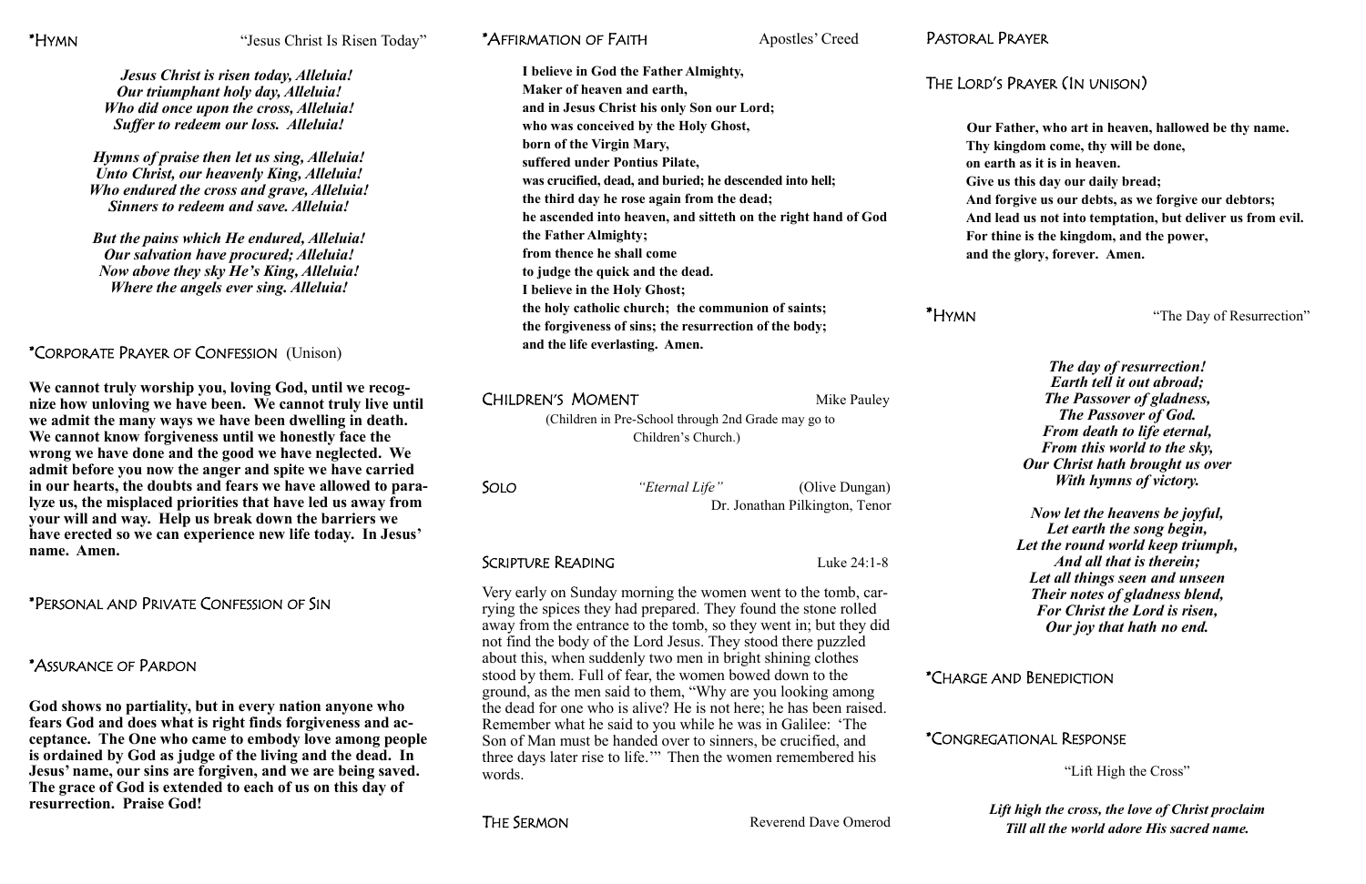## *Hymn "Jesus Christ Is Risen Today"

***Jesus Christ is risen today, Alleluia!***
***Our triumphant holy day, Alleluia!***
***Who did once upon the cross, Alleluia!***
***Suffer to redeem our loss. Alleluia!***

***Hymns of praise then let us sing, Alleluia!***
***Unto Christ, our heavenly King, Alleluia!***
***Who endured the cross and grave, Alleluia!***
***Sinners to redeem and save. Alleluia!***

***But the pains which He endured, Alleluia!***
***Our salvation have procured; Alleluia!***
***Now above they sky He's King, Alleluia!***
***Where the angels ever sing. Alleluia!***

## *Corporate Prayer of Confession (Unison)

**We cannot truly worship you, loving God, until we recognize how unloving we have been. We cannot truly live until we admit the many ways we have been dwelling in death. We cannot know forgiveness until we honestly face the wrong we have done and the good we have neglected. We admit before you now the anger and spite we have carried in our hearts, the doubts and fears we have allowed to paralyze us, the misplaced priorities that have led us away from your will and way. Help us break down the barriers we have erected so we can experience new life today. In Jesus' name. Amen.**

## *Personal and Private Confession of Sin

## *Assurance of Pardon

**God shows no partiality, but in every nation anyone who fears God and does what is right finds forgiveness and acceptance. The One who came to embody love among people is ordained by God as judge of the living and the dead. In Jesus' name, our sins are forgiven, and we are being saved. The grace of God is extended to each of us on this day of resurrection. Praise God!**

## *Affirmation of Faith Apostles' Creed

**I believe in God the Father Almighty,**
**Maker of heaven and earth,**
**and in Jesus Christ his only Son our Lord;**
**who was conceived by the Holy Ghost,**
**born of the Virgin Mary,**
**suffered under Pontius Pilate,**
**was crucified, dead, and buried; he descended into hell;**
**the third day he rose again from the dead;**
**he ascended into heaven, and sitteth on the right hand of God the Father Almighty;**
**from thence he shall come**
**to judge the quick and the dead.**
**I believe in the Holy Ghost;**
**the holy catholic church; the communion of saints;**
**the forgiveness of sins; the resurrection of the body;**
**and the life everlasting. Amen.**

## Children's Moment Mike Pauley

(Children in Pre-School through 2nd Grade may go to Children's Church.)

## Solo *"Eternal Life"* (Olive Dungan)

Dr. Jonathan Pilkington, Tenor

## Scripture Reading Luke 24:1-8

Very early on Sunday morning the women went to the tomb, carrying the spices they had prepared. They found the stone rolled away from the entrance to the tomb, so they went in; but they did not find the body of the Lord Jesus. They stood there puzzled about this, when suddenly two men in bright shining clothes stood by them. Full of fear, the women bowed down to the ground, as the men said to them, "Why are you looking among the dead for one who is alive? He is not here; he has been raised. Remember what he said to you while he was in Galilee: 'The Son of Man must be handed over to sinners, be crucified, and three days later rise to life.'" Then the women remembered his words.

## The Sermon Reverend Dave Omerod

## Pastoral Prayer

## The Lord's Prayer (In unison)

**Our Father, who art in heaven, hallowed be thy name.**
**Thy kingdom come, thy will be done,**
**on earth as it is in heaven.**
**Give us this day our daily bread;**
**And forgive us our debts, as we forgive our debtors;**
**And lead us not into temptation, but deliver us from evil.**
**For thine is the kingdom, and the power,**
**and the glory, forever. Amen.**

## *Hymn "The Day of Resurrection"

***The day of resurrection!***
***Earth tell it out abroad;***
***The Passover of gladness,***
***The Passover of God.***
***From death to life eternal,***
***From this world to the sky,***
***Our Christ hath brought us over***
***With hymns of victory.***

***Now let the heavens be joyful,***
***Let earth the song begin,***
***Let the round world keep triumph,***
***And all that is therein;***
***Let all things seen and unseen***
***Their notes of gladness blend,***
***For Christ the Lord is risen,***
***Our joy that hath no end.***

## *Charge and Benediction

## *Congregational Response

"Lift High the Cross"

***Lift high the cross, the love of Christ proclaim***
***Till all the world adore His sacred name.***